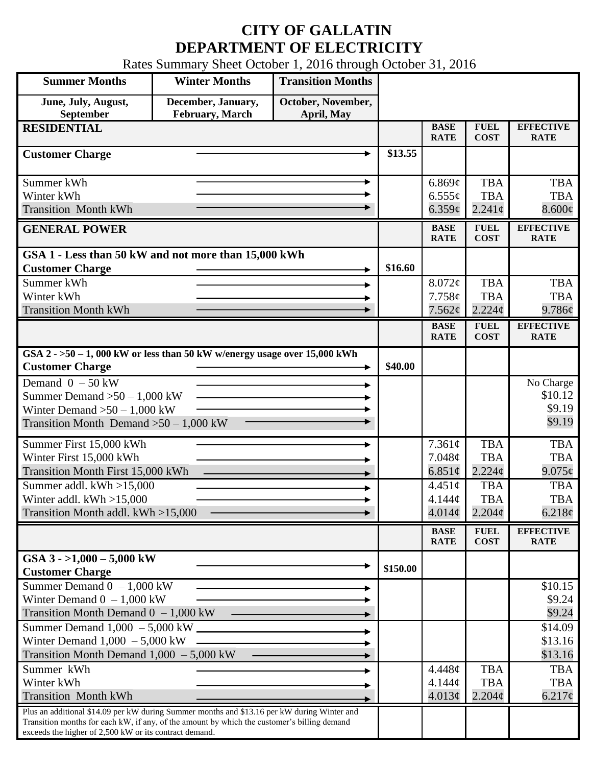# CITY OF GALLATIN
# DEPARTMENT OF ELECTRICITY

Rates Summary Sheet October 1, 2016 through October 31, 2016

| Summer Months | Winter Months | Transition Months |
|---|---|---|
| June, July, August, September | December, January, February, March | October, November, April, May |

| RESIDENTIAL | | BASE RATE | FUEL COST | EFFECTIVE RATE |
|---|---|---|---|---|
| Customer Charge | $13.55 | | | |
| Summer kWh | | 6.869¢ | TBA | TBA |
| Winter kWh | | 6.555¢ | TBA | TBA |
| Transition Month kWh | | 6.359¢ | 2.241¢ | 8.600¢ |

| GENERAL POWER | | BASE RATE | FUEL COST | EFFECTIVE RATE |
|---|---|---|---|---|
| **GSA 1 - Less than 50 kW and not more than 15,000 kWh** | | | | |
| Customer Charge | $16.60 | | | |
| Summer kWh | | 8.072¢ | TBA | TBA |
| Winter kWh | | 7.758¢ | TBA | TBA |
| Transition Month kWh | | 7.562¢ | 2.224¢ | 9.786¢ |

| | | BASE RATE | FUEL COST | EFFECTIVE RATE |
|---|---|---|---|---|
| **GSA 2 - >50 – 1, 000 kW or less than 50 kW w/energy usage over 15,000 kWh** | | | | |
| Customer Charge | $40.00 | | | |
| Demand 0 – 50 kW | | | | No Charge |
| Summer Demand >50 – 1,000 kW | | | | $10.12 |
| Winter Demand >50 – 1,000 kW | | | | $9.19 |
| Transition Month Demand >50 – 1,000 kW | | | | $9.19 |
| Summer First 15,000 kWh | | 7.361¢ | TBA | TBA |
| Winter First 15,000 kWh | | 7.048¢ | TBA | TBA |
| Transition Month First 15,000 kWh | | 6.851¢ | 2.224¢ | 9.075¢ |
| Summer addl. kWh >15,000 | | 4.451¢ | TBA | TBA |
| Winter addl. kWh >15,000 | | 4.144¢ | TBA | TBA |
| Transition Month addl. kWh >15,000 | | 4.014¢ | 2.204¢ | 6.218¢ |

| | | BASE RATE | FUEL COST | EFFECTIVE RATE |
|---|---|---|---|---|
| **GSA 3 - >1,000 – 5,000 kW** | | | | |
| Customer Charge | $150.00 | | | |
| Summer Demand 0 – 1,000 kW | | | | $10.15 |
| Winter Demand 0 – 1,000 kW | | | | $9.24 |
| Transition Month Demand 0 – 1,000 kW | | | | $9.24 |
| Summer Demand 1,000 – 5,000 kW | | | | $14.09 |
| Winter Demand 1,000 – 5,000 kW | | | | $13.16 |
| Transition Month Demand 1,000 – 5,000 kW | | | | $13.16 |
| Summer kWh | | 4.448¢ | TBA | TBA |
| Winter kWh | | 4.144¢ | TBA | TBA |
| Transition Month kWh | | 4.013¢ | 2.204¢ | 6.217¢ |
| Plus an additional $14.09 per kW during Summer months and $13.16 per kW during Winter and Transition months for each kW, if any, of the amount by which the customer's billing demand exceeds the higher of 2,500 kW or its contract demand. | | | | |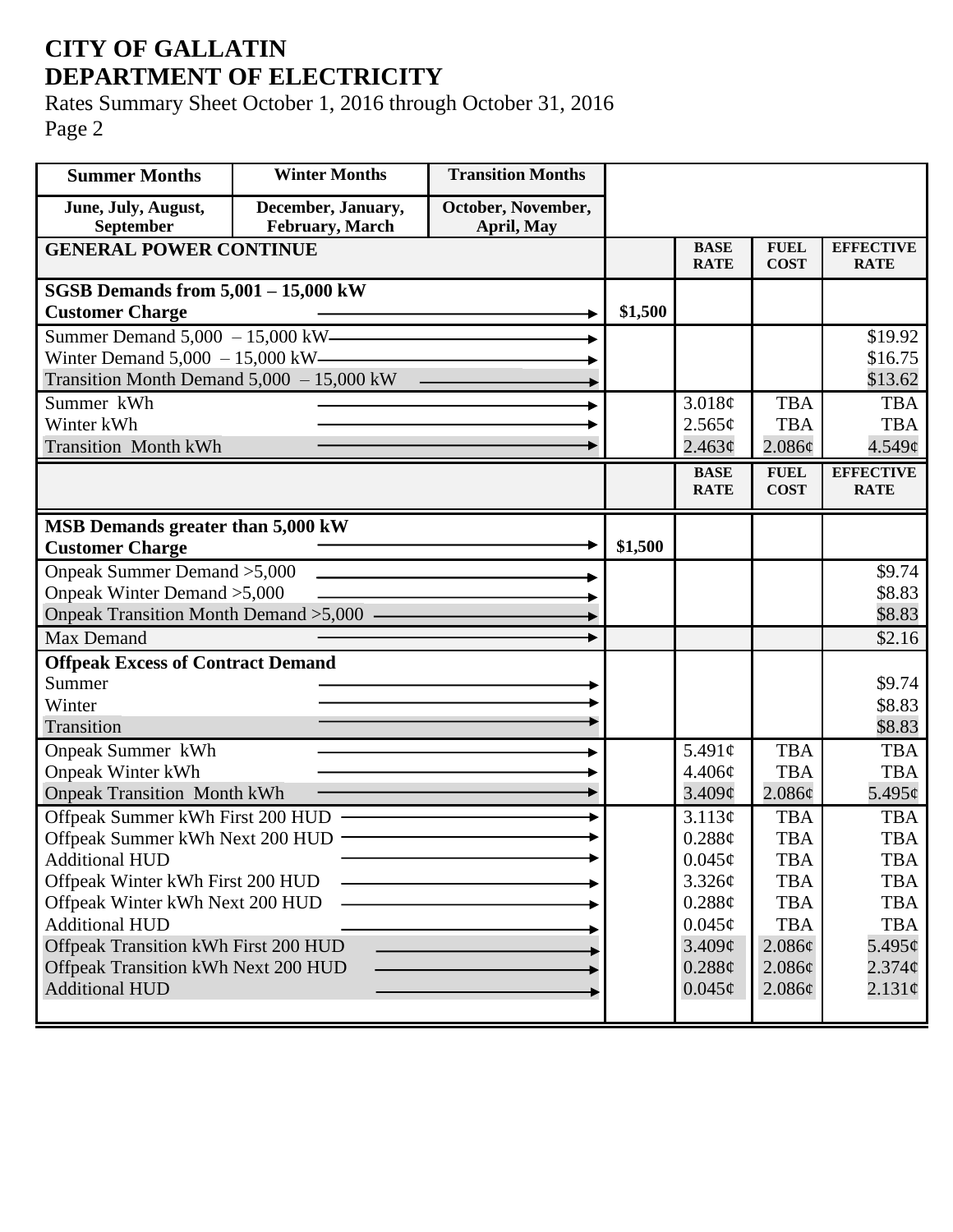# CITY OF GALLATIN
# DEPARTMENT OF ELECTRICITY

Rates Summary Sheet October 1, 2016 through October 31, 2016
Page 2

| Summer Months | Winter Months | Transition Months | | | | |
|---|---|---|---|---|---|---|
| June, July, August, September | December, January, February, March | October, November, April, May | | | | |
| **GENERAL POWER CONTINUE** | | | | **BASE RATE** | **FUEL COST** | **EFFECTIVE RATE** |
| **SGSB Demands from 5,001 – 15,000 kW** | | | | | | |
| **Customer Charge** | | | **$1,500** | | | |
| Summer Demand 5,000 – 15,000 kW | | | | | | $19.92 |
| Winter Demand 5,000 – 15,000 kW | | | | | | $16.75 |
| Transition Month Demand 5,000 – 15,000 kW | | | | | | $13.62 |
| Summer kWh | | | | 3.018¢ | TBA | TBA |
| Winter kWh | | | | 2.565¢ | TBA | TBA |
| Transition Month kWh | | | | 2.463¢ | 2.086¢ | 4.549¢ |
| | | | | **BASE RATE** | **FUEL COST** | **EFFECTIVE RATE** |
| **MSB Demands greater than 5,000 kW** | | | | | | |
| **Customer Charge** | | | **$1,500** | | | |
| Onpeak Summer Demand >5,000 | | | | | | $9.74 |
| Onpeak Winter Demand >5,000 | | | | | | $8.83 |
| Onpeak Transition Month Demand >5,000 | | | | | | $8.83 |
| Max Demand | | | | | | $2.16 |
| **Offpeak Excess of Contract Demand** | | | | | | |
| Summer | | | | | | $9.74 |
| Winter | | | | | | $8.83 |
| Transition | | | | | | $8.83 |
| Onpeak Summer kWh | | | | 5.491¢ | TBA | TBA |
| Onpeak Winter kWh | | | | 4.406¢ | TBA | TBA |
| Onpeak Transition Month kWh | | | | 3.409¢ | 2.086¢ | 5.495¢ |
| Offpeak Summer kWh First 200 HUD | | | | 3.113¢ | TBA | TBA |
| Offpeak Summer kWh Next 200 HUD | | | | 0.288¢ | TBA | TBA |
| Additional HUD | | | | 0.045¢ | TBA | TBA |
| Offpeak Winter kWh First 200 HUD | | | | 3.326¢ | TBA | TBA |
| Offpeak Winter kWh Next 200 HUD | | | | 0.288¢ | TBA | TBA |
| Additional HUD | | | | 0.045¢ | TBA | TBA |
| Offpeak Transition kWh First 200 HUD | | | | 3.409¢ | 2.086¢ | 5.495¢ |
| Offpeak Transition kWh Next 200 HUD | | | | 0.288¢ | 2.086¢ | 2.374¢ |
| Additional HUD | | | | 0.045¢ | 2.086¢ | 2.131¢ |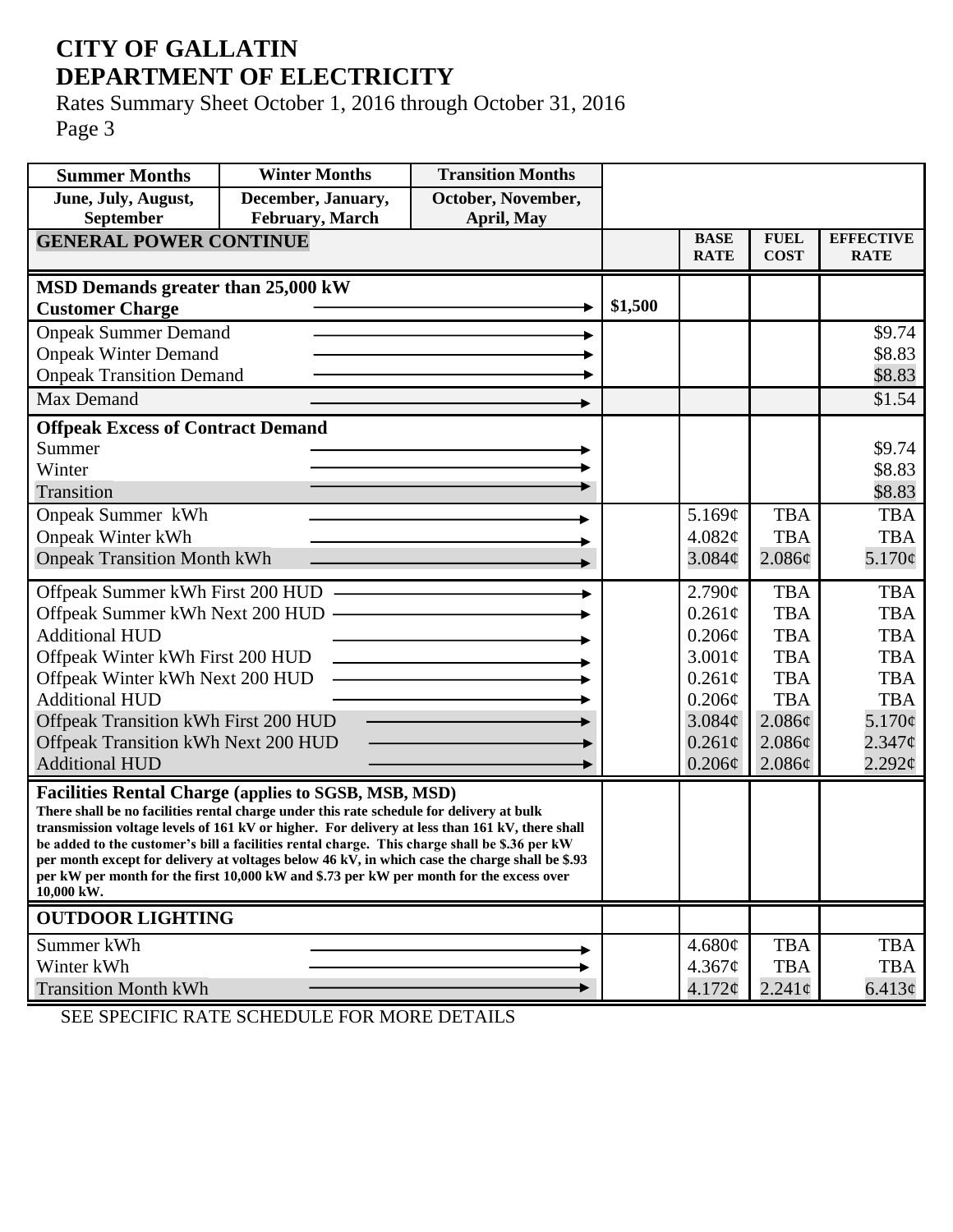# CITY OF GALLATIN
# DEPARTMENT OF ELECTRICITY

Rates Summary Sheet October 1, 2016 through October 31, 2016

Page 3

| Summer Months | Winter Months | Transition Months | | | | |
|---|---|---|---|---|---|---|
| June, July, August, September | December, January, February, March | October, November, April, May | | | | |
| **GENERAL POWER CONTINUE** | | | | **BASE RATE** | **FUEL COST** | **EFFECTIVE RATE** |
| **MSD Demands greater than 25,000 kW** | | | | | | |
| **Customer Charge** | | | **$1,500** | | | |
| Onpeak Summer Demand | | | | | | $9.74 |
| Onpeak Winter Demand | | | | | | $8.83 |
| Onpeak Transition Demand | | | | | | $8.83 |
| Max Demand | | | | | | $1.54 |
| **Offpeak Excess of Contract Demand** | | | | | | |
| Summer | | | | | | $9.74 |
| Winter | | | | | | $8.83 |
| Transition | | | | | | $8.83 |
| Onpeak Summer kWh | | | | 5.169¢ | TBA | TBA |
| Onpeak Winter kWh | | | | 4.082¢ | TBA | TBA |
| Onpeak Transition Month kWh | | | | 3.084¢ | 2.086¢ | 5.170¢ |
| Offpeak Summer kWh First 200 HUD | | | | 2.790¢ | TBA | TBA |
| Offpeak Summer kWh Next 200 HUD | | | | 0.261¢ | TBA | TBA |
| Additional HUD | | | | 0.206¢ | TBA | TBA |
| Offpeak Winter kWh First 200 HUD | | | | 3.001¢ | TBA | TBA |
| Offpeak Winter kWh Next 200 HUD | | | | 0.261¢ | TBA | TBA |
| Additional HUD | | | | 0.206¢ | TBA | TBA |
| Offpeak Transition kWh First 200 HUD | | | | 3.084¢ | 2.086¢ | 5.170¢ |
| Offpeak Transition kWh Next 200 HUD | | | | 0.261¢ | 2.086¢ | 2.347¢ |
| Additional HUD | | | | 0.206¢ | 2.086¢ | 2.292¢ |
| **Facilities Rental Charge (applies to SGSB, MSB, MSD)** **There shall be no facilities rental charge under this rate schedule for delivery at bulk transmission voltage levels of 161 kV or higher. For delivery at less than 161 kV, there shall be added to the customer's bill a facilities rental charge. This charge shall be $.36 per kW per month except for delivery at voltages below 46 kV, in which case the charge shall be $.93 per kW per month for the first 10,000 kW and $.73 per kW per month for the excess over 10,000 kW.** | | | | | | |
| **OUTDOOR LIGHTING** | | | | | | |
| Summer kWh | | | | 4.680¢ | TBA | TBA |
| Winter kWh | | | | 4.367¢ | TBA | TBA |
| Transition Month kWh | | | | 4.172¢ | 2.241¢ | 6.413¢ |

SEE SPECIFIC RATE SCHEDULE FOR MORE DETAILS